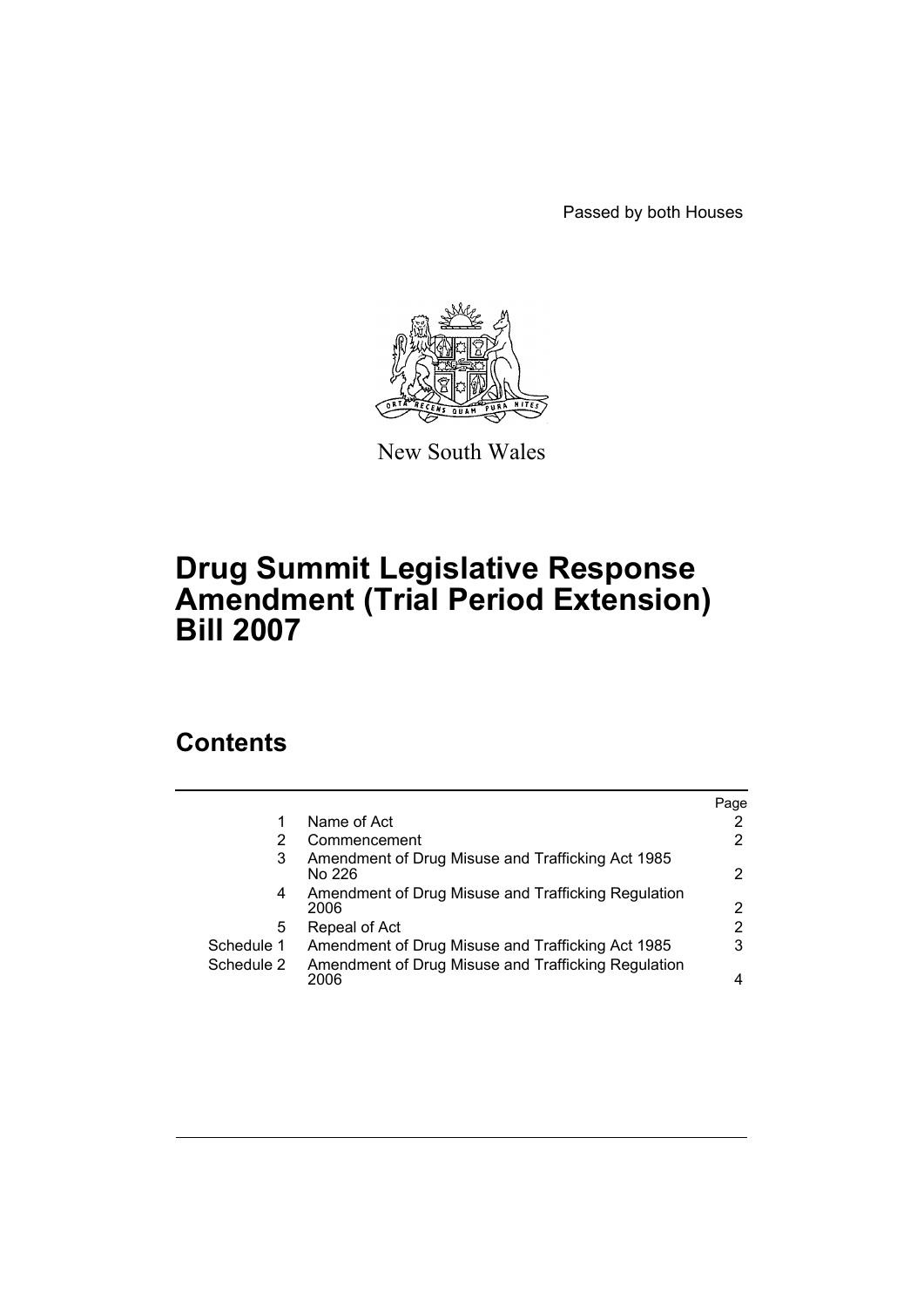Passed by both Houses

New South Wales

# Drug Summit Legislative Response Amendment (Trial Period Extension) Bill 2007

## Contents

| | | Page |
|---|---|---|
| 1 | Name of Act | 2 |
| 2 | Commencement | 2 |
| 3 | Amendment of Drug Misuse and Trafficking Act 1985 No 226 | 2 |
| 4 | Amendment of Drug Misuse and Trafficking Regulation 2006 | 2 |
| 5 | Repeal of Act | 2 |
| Schedule 1 | Amendment of Drug Misuse and Trafficking Act 1985 | 3 |
| Schedule 2 | Amendment of Drug Misuse and Trafficking Regulation 2006 | 4 |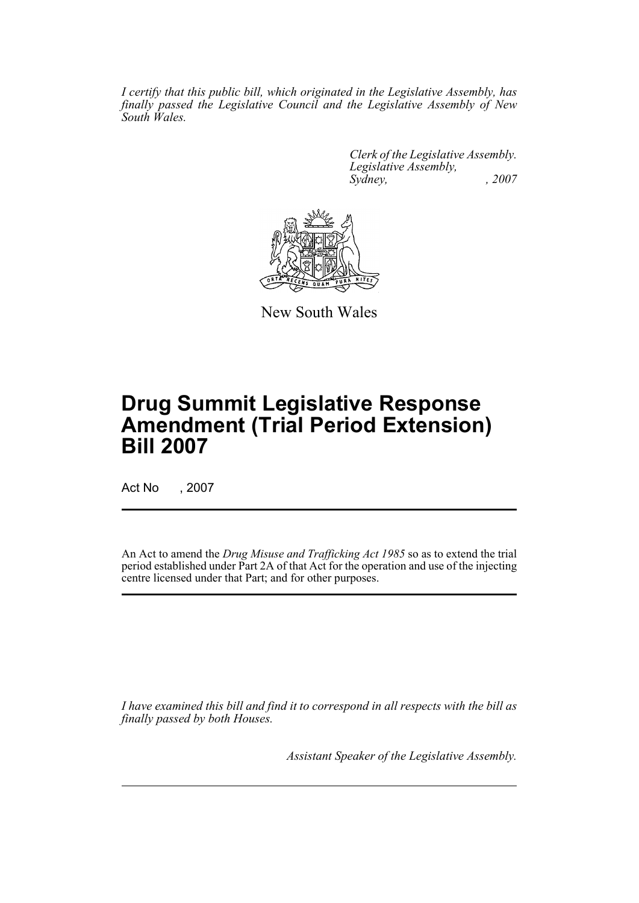*I certify that this public bill, which originated in the Legislative Assembly, has finally passed the Legislative Council and the Legislative Assembly of New South Wales.*

*Clerk of the Legislative Assembly.*
*Legislative Assembly,*
*Sydney, , 2007*

New South Wales

# Drug Summit Legislative Response Amendment (Trial Period Extension) Bill 2007

Act No , 2007

An Act to amend the *Drug Misuse and Trafficking Act 1985* so as to extend the trial period established under Part 2A of that Act for the operation and use of the injecting centre licensed under that Part; and for other purposes.

*I have examined this bill and find it to correspond in all respects with the bill as finally passed by both Houses.*

*Assistant Speaker of the Legislative Assembly.*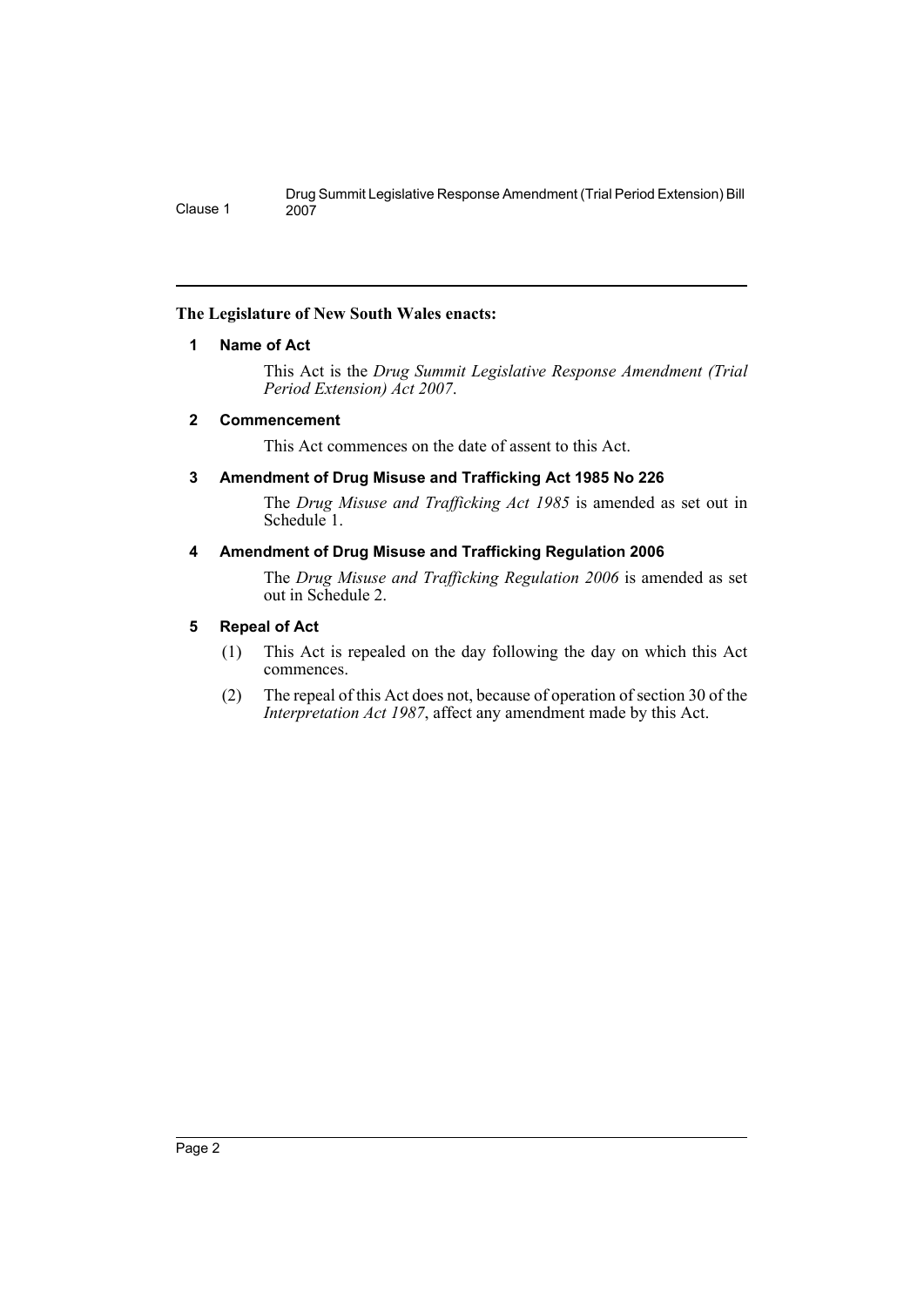**The Legislature of New South Wales enacts:**

## 1 Name of Act

This Act is the *Drug Summit Legislative Response Amendment (Trial Period Extension) Act 2007*.

## 2 Commencement

This Act commences on the date of assent to this Act.

## 3 Amendment of Drug Misuse and Trafficking Act 1985 No 226

The *Drug Misuse and Trafficking Act 1985* is amended as set out in Schedule 1.

## 4 Amendment of Drug Misuse and Trafficking Regulation 2006

The *Drug Misuse and Trafficking Regulation 2006* is amended as set out in Schedule 2.

## 5 Repeal of Act

(1) This Act is repealed on the day following the day on which this Act commences.

(2) The repeal of this Act does not, because of operation of section 30 of the *Interpretation Act 1987*, affect any amendment made by this Act.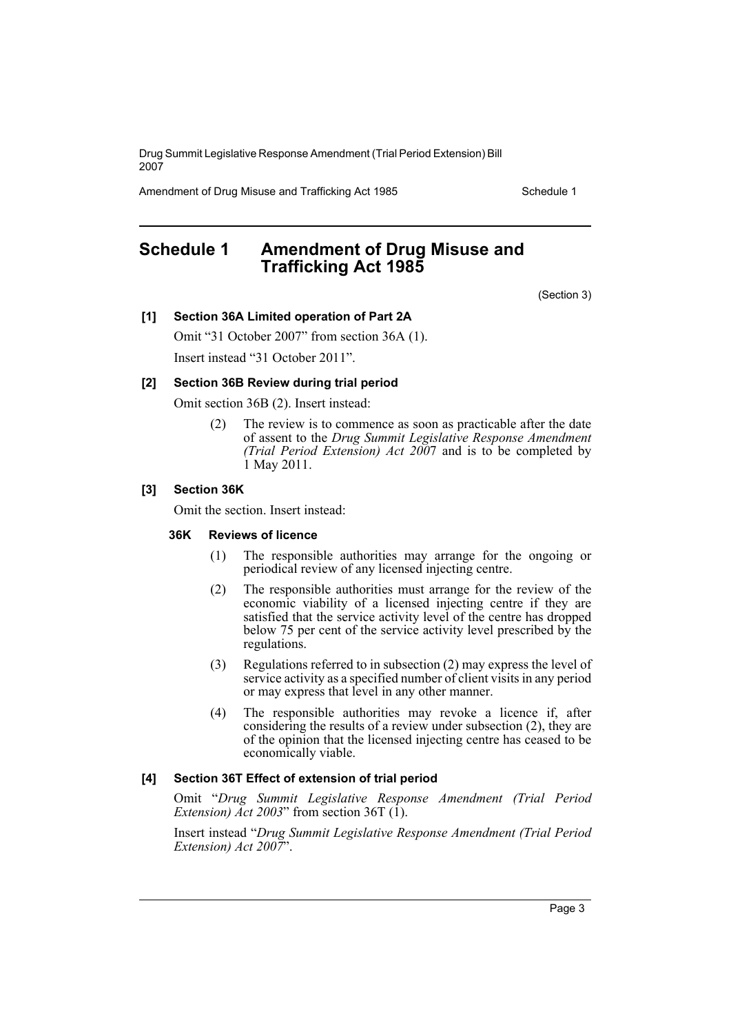# Schedule 1 Amendment of Drug Misuse and Trafficking Act 1985

(Section 3)

**[1] Section 36A Limited operation of Part 2A**

Omit "31 October 2007" from section 36A (1).

Insert instead "31 October 2011".

**[2] Section 36B Review during trial period**

Omit section 36B (2). Insert instead:

> (2) The review is to commence as soon as practicable after the date of assent to the *Drug Summit Legislative Response Amendment (Trial Period Extension) Act 2007* and is to be completed by 1 May 2011.

**[3] Section 36K**

Omit the section. Insert instead:

> **36K Reviews of licence**
>
> (1) The responsible authorities may arrange for the ongoing or periodical review of any licensed injecting centre.
>
> (2) The responsible authorities must arrange for the review of the economic viability of a licensed injecting centre if they are satisfied that the service activity level of the centre has dropped below 75 per cent of the service activity level prescribed by the regulations.
>
> (3) Regulations referred to in subsection (2) may express the level of service activity as a specified number of client visits in any period or may express that level in any other manner.
>
> (4) The responsible authorities may revoke a licence if, after considering the results of a review under subsection (2), they are of the opinion that the licensed injecting centre has ceased to be economically viable.

**[4] Section 36T Effect of extension of trial period**

Omit "*Drug Summit Legislative Response Amendment (Trial Period Extension) Act 2003*" from section 36T (1).

Insert instead "*Drug Summit Legislative Response Amendment (Trial Period Extension) Act 2007*".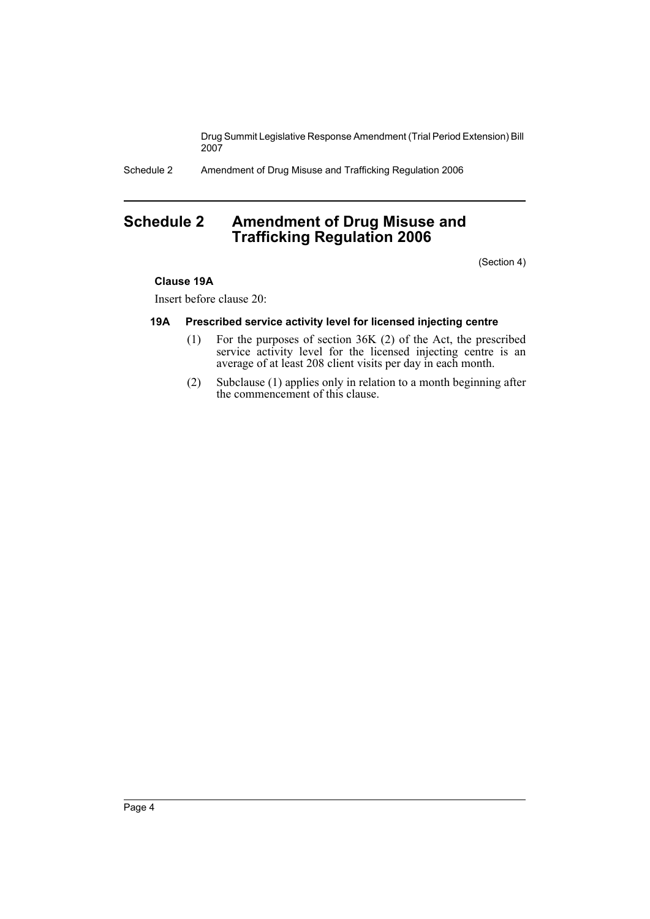# Schedule 2 Amendment of Drug Misuse and Trafficking Regulation 2006

(Section 4)

**Clause 19A**

Insert before clause 20:

### 19A Prescribed service activity level for licensed injecting centre

(1) For the purposes of section 36K (2) of the Act, the prescribed service activity level for the licensed injecting centre is an average of at least 208 client visits per day in each month.

(2) Subclause (1) applies only in relation to a month beginning after the commencement of this clause.